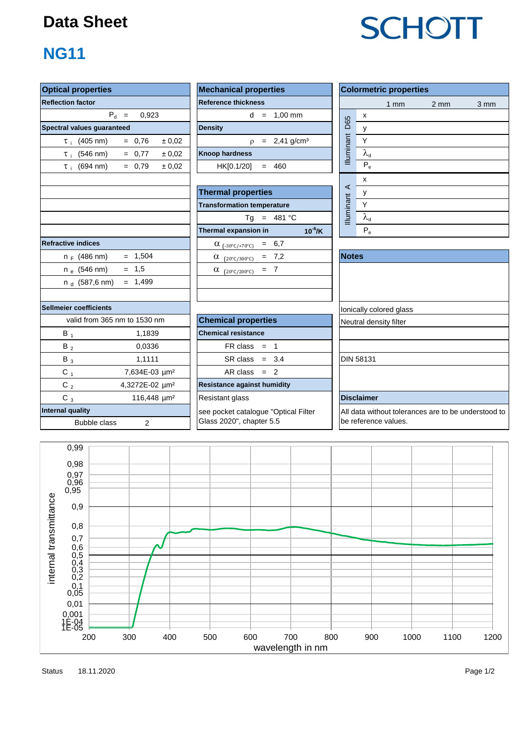# Data Sheet

SCHOTT

## NG11

## Optical properties

**Reflection factor**

| | | |
|---|---|---|
| $P_d$ | = | 0,923 |

**Spectral values guaranteed**

| | | | |
|---|---|---|---|
| $\tau_i$ (405 nm) | = | 0,76 | ± 0,02 |
| $\tau_i$ (546 nm) | = | 0,77 | ± 0,02 |
| $\tau_i$ (694 nm) | = | 0,79 | ± 0,02 |

**Refractive indices**

| | | |
|---|---|---|
| $n_F$ (486 nm) | = | 1,504 |
| $n_e$ (546 nm) | = | 1,5 |
| $n_d$ (587,6 nm) | = | 1,499 |

**Sellmeier coefficients**

valid from 365 nm to 1530 nm

| | |
|---|---|
| $B_1$ | 1,1839 |
| $B_2$ | 0,0336 |
| $B_3$ | 1,1111 |
| $C_1$ | 7,634E-03 µm² |
| $C_2$ | 4,3272E-02 µm² |
| $C_3$ | 116,448 µm² |

**Internal quality**

| | |
|---|---|
| Bubble class | 2 |

## Mechanical properties

**Reference thickness**

| | | |
|---|---|---|
| d | = | 1,00 mm |

**Density**

| | | |
|---|---|---|
| $\rho$ | = | 2,41 g/cm³ |

**Knoop hardness**

| | | |
|---|---|---|
| HK[0.1/20] | = | 460 |

## Thermal properties

**Transformation temperature**

| | | |
|---|---|---|
| Tg | = | 481 °C |

**Thermal expansion in** $10^{-6}$/K

| | | |
|---|---|---|
| $\alpha_{(-30°C/+70°C)}$ | = | 6,7 |
| $\alpha_{(20°C/300°C)}$ | = | 7,2 |
| $\alpha_{(20°C/200°C)}$ | = | 7 |

## Chemical properties

**Chemical resistance**

| | | |
|---|---|---|
| FR class | = | 1 |
| SR class | = | 3.4 |
| AR class | = | 2 |

**Resistance against humidity**

Resistant glass

see pocket catalogue "Optical Filter Glass 2020", chapter 5.5

## Colormetric properties

| | | 1 mm | 2 mm | 3 mm |
|---|---|---|---|---|
| Illuminant D65 | x | | | |
| | y | | | |
| | Y | | | |
| | $\lambda_d$ | | | |
| | $P_e$ | | | |
| Illuminant A | x | | | |
| | y | | | |
| | Y | | | |
| | $\lambda_d$ | | | |
| | $P_e$ | | | |

## Notes

Ionically colored glass

Neutral density filter

DIN 58131

## Disclaimer

All data without tolerances are to be understood to be reference values.

Status 18.11.2020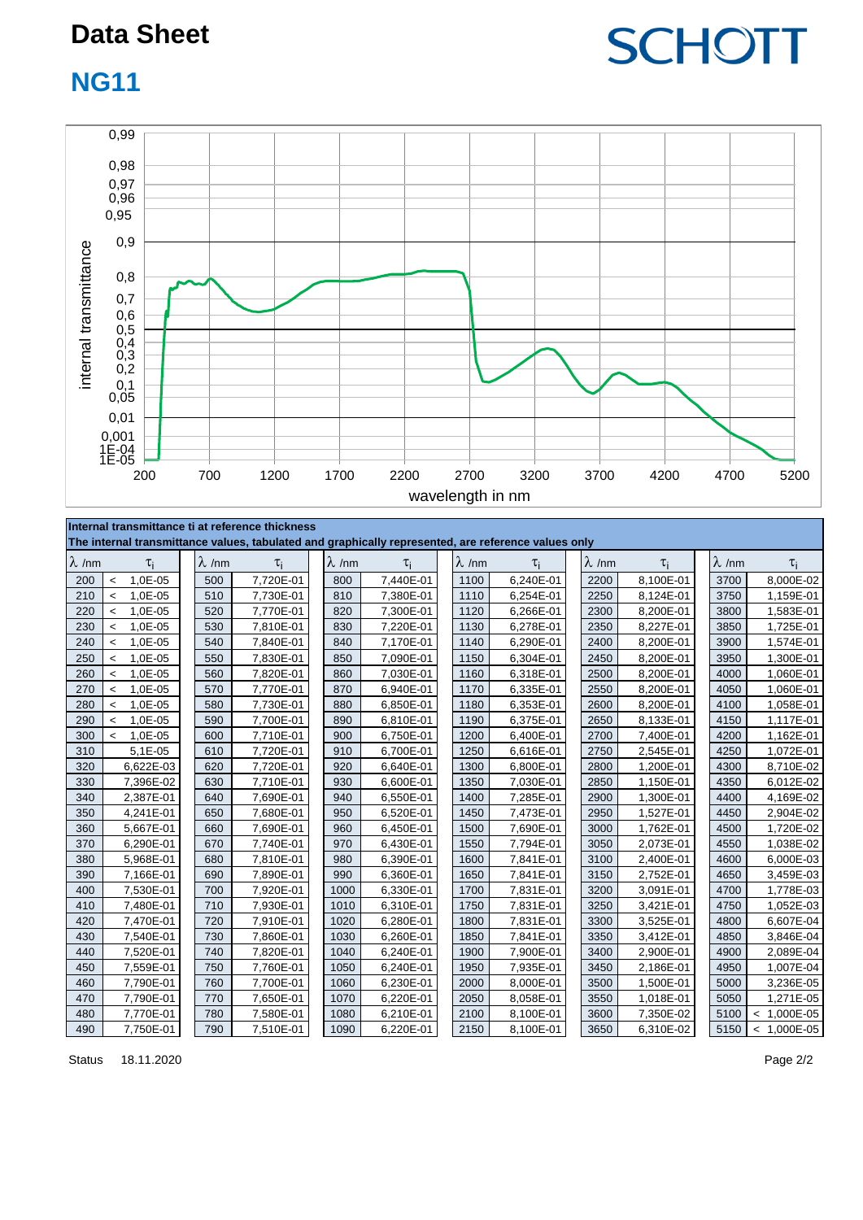# Data Sheet

SCHOTT

## NG11

0,99
0,98
0,97
0,96
0,95
0,9
0,8
0,7
0,6
0,5
0,4
0,3
0,2
0,1
0,05
0,01
0,001
1E-04
1E-05

internal transmittance

200 700 1200 1700 2200 2700 3200 3700 4200 4700 5200

wavelength in nm

**Internal transmittance ti at reference thickness**

**The internal transmittance values, tabulated and graphically represented, are reference values only**

| λ /nm | $\tau_i$ | λ /nm | $\tau_i$ | λ /nm | $\tau_i$ | λ /nm | $\tau_i$ | λ /nm | $\tau_i$ | λ /nm | $\tau_i$ |
|---|---|---|---|---|---|---|---|---|---|---|---|
| 200 | < 1,0E-05 | 500 | 7,720E-01 | 800 | 7,440E-01 | 1100 | 6,240E-01 | 2200 | 8,100E-01 | 3700 | 8,000E-02 |
| 210 | < 1,0E-05 | 510 | 7,730E-01 | 810 | 7,380E-01 | 1110 | 6,254E-01 | 2250 | 8,124E-01 | 3750 | 1,159E-01 |
| 220 | < 1,0E-05 | 520 | 7,770E-01 | 820 | 7,300E-01 | 1120 | 6,266E-01 | 2300 | 8,200E-01 | 3800 | 1,583E-01 |
| 230 | < 1,0E-05 | 530 | 7,810E-01 | 830 | 7,220E-01 | 1130 | 6,278E-01 | 2350 | 8,227E-01 | 3850 | 1,725E-01 |
| 240 | < 1,0E-05 | 540 | 7,840E-01 | 840 | 7,170E-01 | 1140 | 6,290E-01 | 2400 | 8,200E-01 | 3900 | 1,574E-01 |
| 250 | < 1,0E-05 | 550 | 7,830E-01 | 850 | 7,090E-01 | 1150 | 6,304E-01 | 2450 | 8,200E-01 | 3950 | 1,300E-01 |
| 260 | < 1,0E-05 | 560 | 7,820E-01 | 860 | 7,030E-01 | 1160 | 6,318E-01 | 2500 | 8,200E-01 | 4000 | 1,060E-01 |
| 270 | < 1,0E-05 | 570 | 7,770E-01 | 870 | 6,940E-01 | 1170 | 6,335E-01 | 2550 | 8,200E-01 | 4050 | 1,060E-01 |
| 280 | < 1,0E-05 | 580 | 7,730E-01 | 880 | 6,850E-01 | 1180 | 6,353E-01 | 2600 | 8,200E-01 | 4100 | 1,058E-01 |
| 290 | < 1,0E-05 | 590 | 7,700E-01 | 890 | 6,810E-01 | 1190 | 6,375E-01 | 2650 | 8,133E-01 | 4150 | 1,117E-01 |
| 300 | < 1,0E-05 | 600 | 7,710E-01 | 900 | 6,750E-01 | 1200 | 6,400E-01 | 2700 | 7,400E-01 | 4200 | 1,162E-01 |
| 310 | 5,1E-05 | 610 | 7,720E-01 | 910 | 6,700E-01 | 1250 | 6,616E-01 | 2750 | 2,545E-01 | 4250 | 1,072E-01 |
| 320 | 6,622E-03 | 620 | 7,720E-01 | 920 | 6,640E-01 | 1300 | 6,800E-01 | 2800 | 1,200E-01 | 4300 | 8,710E-02 |
| 330 | 7,396E-02 | 630 | 7,710E-01 | 930 | 6,600E-01 | 1350 | 7,030E-01 | 2850 | 1,150E-01 | 4350 | 6,012E-02 |
| 340 | 2,387E-01 | 640 | 7,690E-01 | 940 | 6,550E-01 | 1400 | 7,285E-01 | 2900 | 1,300E-01 | 4400 | 4,169E-02 |
| 350 | 4,241E-01 | 650 | 7,680E-01 | 950 | 6,520E-01 | 1450 | 7,473E-01 | 2950 | 1,527E-01 | 4450 | 2,904E-02 |
| 360 | 5,667E-01 | 660 | 7,690E-01 | 960 | 6,450E-01 | 1500 | 7,690E-01 | 3000 | 1,762E-01 | 4500 | 1,720E-02 |
| 370 | 6,290E-01 | 670 | 7,740E-01 | 970 | 6,430E-01 | 1550 | 7,794E-01 | 3050 | 2,073E-01 | 4550 | 1,038E-02 |
| 380 | 5,968E-01 | 680 | 7,810E-01 | 980 | 6,390E-01 | 1600 | 7,841E-01 | 3100 | 2,400E-01 | 4600 | 6,000E-03 |
| 390 | 7,166E-01 | 690 | 7,890E-01 | 990 | 6,360E-01 | 1650 | 7,841E-01 | 3150 | 2,752E-01 | 4650 | 3,459E-03 |
| 400 | 7,530E-01 | 700 | 7,920E-01 | 1000 | 6,330E-01 | 1700 | 7,831E-01 | 3200 | 3,091E-01 | 4700 | 1,778E-03 |
| 410 | 7,480E-01 | 710 | 7,930E-01 | 1010 | 6,310E-01 | 1750 | 7,831E-01 | 3250 | 3,421E-01 | 4750 | 1,052E-03 |
| 420 | 7,470E-01 | 720 | 7,910E-01 | 1020 | 6,280E-01 | 1800 | 7,831E-01 | 3300 | 3,525E-01 | 4800 | 6,607E-04 |
| 430 | 7,540E-01 | 730 | 7,860E-01 | 1030 | 6,260E-01 | 1850 | 7,841E-01 | 3350 | 3,412E-01 | 4850 | 3,846E-04 |
| 440 | 7,520E-01 | 740 | 7,820E-01 | 1040 | 6,240E-01 | 1900 | 7,900E-01 | 3400 | 2,900E-01 | 4900 | 2,089E-04 |
| 450 | 7,559E-01 | 750 | 7,760E-01 | 1050 | 6,240E-01 | 1950 | 7,935E-01 | 3450 | 2,186E-01 | 4950 | 1,007E-04 |
| 460 | 7,790E-01 | 760 | 7,700E-01 | 1060 | 6,230E-01 | 2000 | 8,000E-01 | 3500 | 1,500E-01 | 5000 | 3,236E-05 |
| 470 | 7,790E-01 | 770 | 7,650E-01 | 1070 | 6,220E-01 | 2050 | 8,058E-01 | 3550 | 1,018E-01 | 5050 | 1,271E-05 |
| 480 | 7,770E-01 | 780 | 7,580E-01 | 1080 | 6,210E-01 | 2100 | 8,100E-01 | 3600 | 7,350E-02 | 5100 | < 1,000E-05 |
| 490 | 7,750E-01 | 790 | 7,510E-01 | 1090 | 6,220E-01 | 2150 | 8,100E-01 | 3650 | 6,310E-02 | 5150 | < 1,000E-05 |

Status 18.11.2020